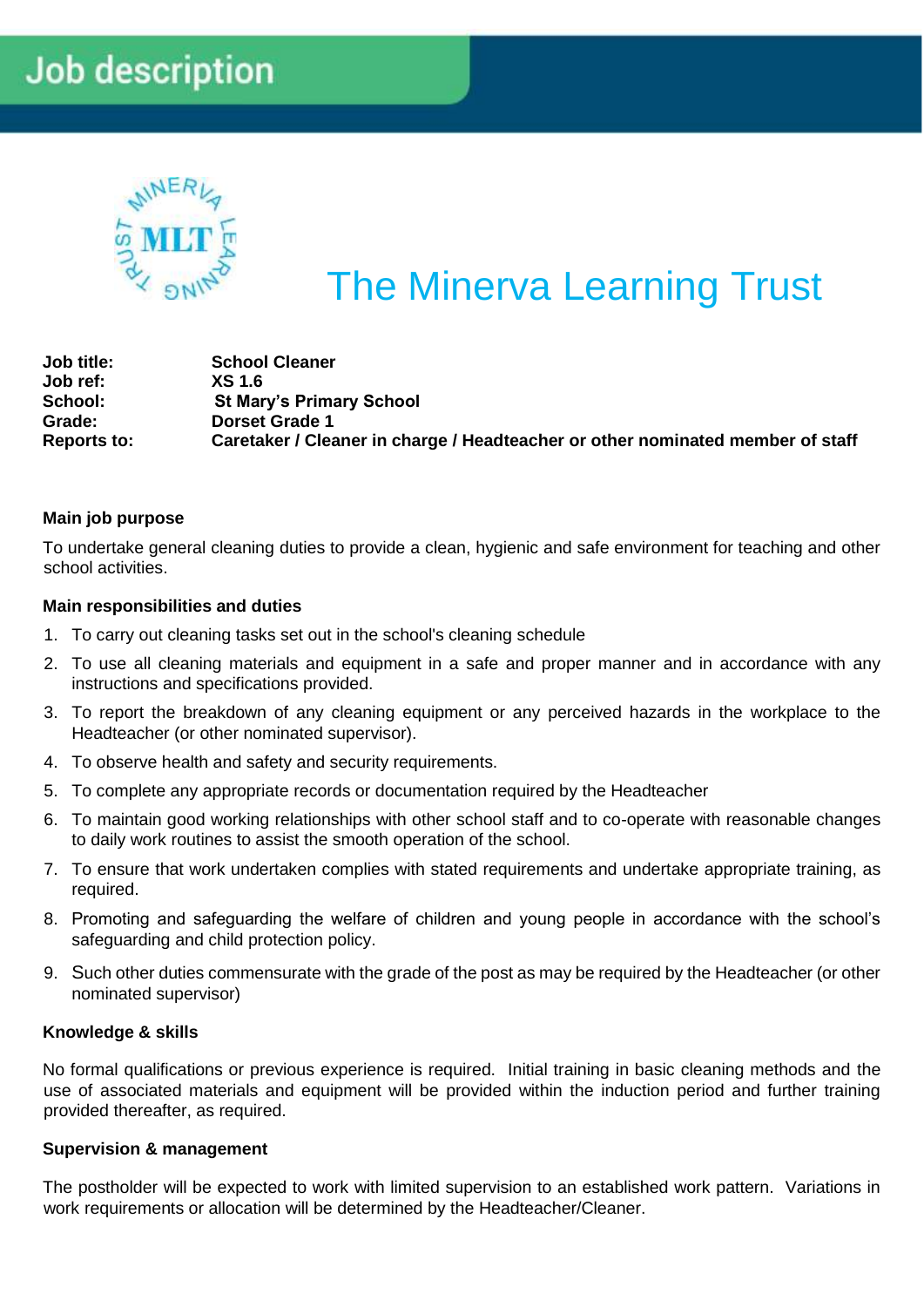# Job description

## The Minerva Learning Trust

**Job title:** School Cleaner
**Job ref:** XS 1.6
**School:** St Mary's Primary School
**Grade:** Dorset Grade 1
**Reports to:** Caretaker / Cleaner in charge / Headteacher or other nominated member of staff

### Main job purpose

To undertake general cleaning duties to provide a clean, hygienic and safe environment for teaching and other school activities.

### Main responsibilities and duties

1. To carry out cleaning tasks set out in the school's cleaning schedule
2. To use all cleaning materials and equipment in a safe and proper manner and in accordance with any instructions and specifications provided.
3. To report the breakdown of any cleaning equipment or any perceived hazards in the workplace to the Headteacher (or other nominated supervisor).
4. To observe health and safety and security requirements.
5. To complete any appropriate records or documentation required by the Headteacher
6. To maintain good working relationships with other school staff and to co-operate with reasonable changes to daily work routines to assist the smooth operation of the school.
7. To ensure that work undertaken complies with stated requirements and undertake appropriate training, as required.
8. Promoting and safeguarding the welfare of children and young people in accordance with the school's safeguarding and child protection policy.
9. Such other duties commensurate with the grade of the post as may be required by the Headteacher (or other nominated supervisor)

### Knowledge & skills

No formal qualifications or previous experience is required. Initial training in basic cleaning methods and the use of associated materials and equipment will be provided within the induction period and further training provided thereafter, as required.

### Supervision & management

The postholder will be expected to work with limited supervision to an established work pattern. Variations in work requirements or allocation will be determined by the Headteacher/Cleaner.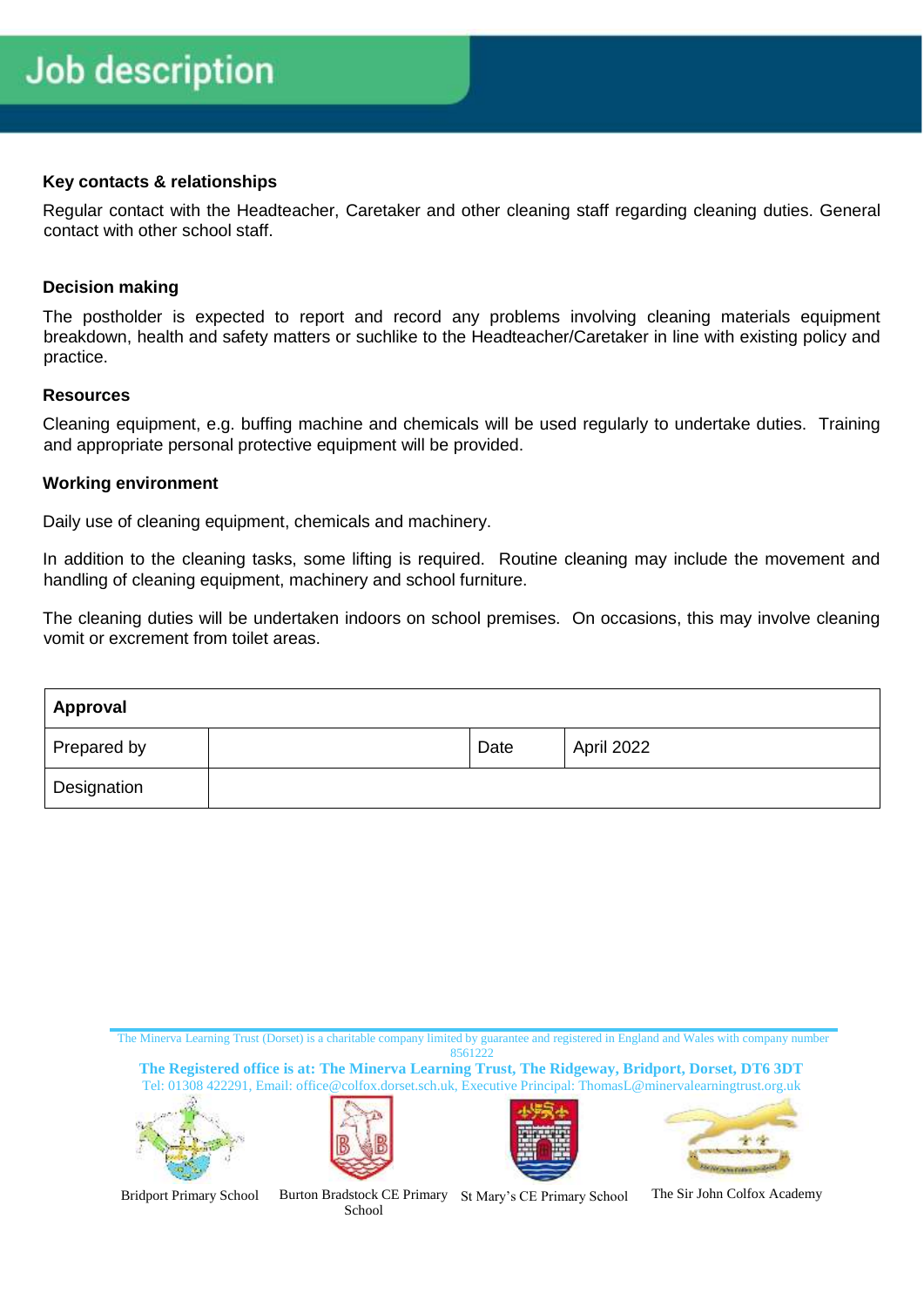# Job description

### Key contacts & relationships

Regular contact with the Headteacher, Caretaker and other cleaning staff regarding cleaning duties. General contact with other school staff.

### Decision making

The postholder is expected to report and record any problems involving cleaning materials equipment breakdown, health and safety matters or suchlike to the Headteacher/Caretaker in line with existing policy and practice.

### Resources

Cleaning equipment, e.g. buffing machine and chemicals will be used regularly to undertake duties. Training and appropriate personal protective equipment will be provided.

### Working environment

Daily use of cleaning equipment, chemicals and machinery.

In addition to the cleaning tasks, some lifting is required. Routine cleaning may include the movement and handling of cleaning equipment, machinery and school furniture.

The cleaning duties will be undertaken indoors on school premises. On occasions, this may involve cleaning vomit or excrement from toilet areas.

| Approval | | | |
|---|---|---|---|
| Prepared by | | Date | April 2022 |
| Designation | | | |

The Minerva Learning Trust (Dorset) is a charitable company limited by guarantee and registered in England and Wales with company number 8561222

**The Registered office is at: The Minerva Learning Trust, The Ridgeway, Bridport, Dorset, DT6 3DT**

Tel: 01308 422291, Email: office@colfox.dorset.sch.uk, Executive Principal: ThomasL@minervalearningtrust.org.uk

Bridport Primary School | Burton Bradstock CE Primary School | St Mary's CE Primary School | The Sir John Colfox Academy